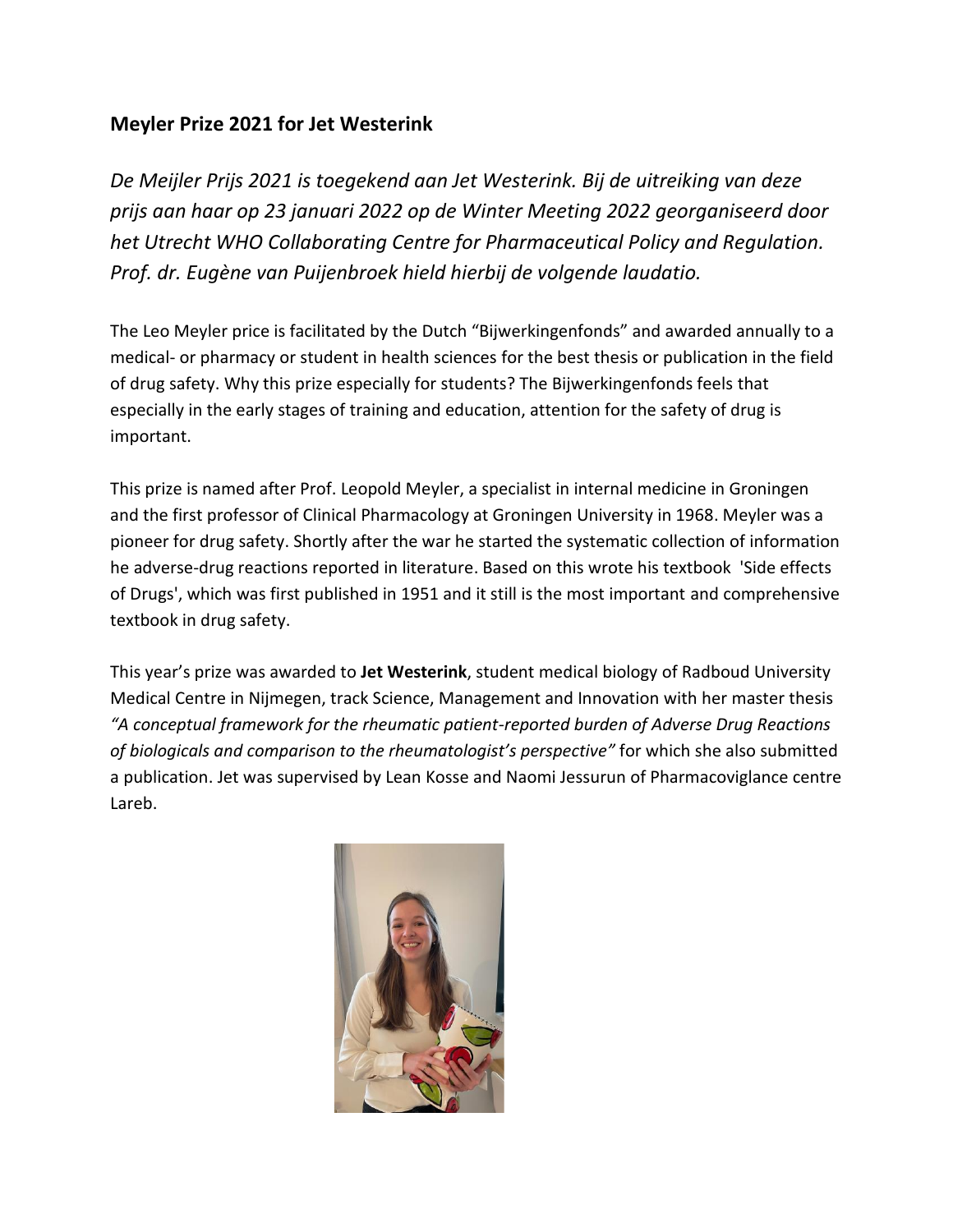### Meyler Prize 2021 for Jet Westerink

*De Meijler Prijs 2021 is toegekend aan Jet Westerink. Bij de uitreiking van deze prijs aan haar op 23 januari 2022 op de Winter Meeting 2022 georganiseerd door het Utrecht WHO Collaborating Centre for Pharmaceutical Policy and Regulation. Prof. dr. Eugène van Puijenbroek hield hierbij de volgende laudatio.*

The Leo Meyler price is facilitated by the Dutch "Bijwerkingenfonds" and awarded annually to a medical- or pharmacy or student in health sciences for the best thesis or publication in the field of drug safety. Why this prize especially for students? The Bijwerkingenfonds feels that especially in the early stages of training and education, attention for the safety of drug is important.

This prize is named after Prof. Leopold Meyler, a specialist in internal medicine in Groningen and the first professor of Clinical Pharmacology at Groningen University in 1968. Meyler was a pioneer for drug safety. Shortly after the war he started the systematic collection of information he adverse-drug reactions reported in literature. Based on this wrote his textbook 'Side effects of Drugs', which was first published in 1951 and it still is the most important and comprehensive textbook in drug safety.

This year's prize was awarded to **Jet Westerink**, student medical biology of Radboud University Medical Centre in Nijmegen, track Science, Management and Innovation with her master thesis *"A conceptual framework for the rheumatic patient-reported burden of Adverse Drug Reactions of biologicals and comparison to the rheumatologist's perspective"* for which she also submitted a publication. Jet was supervised by Lean Kosse and Naomi Jessurun of Pharmacoviglance centre Lareb.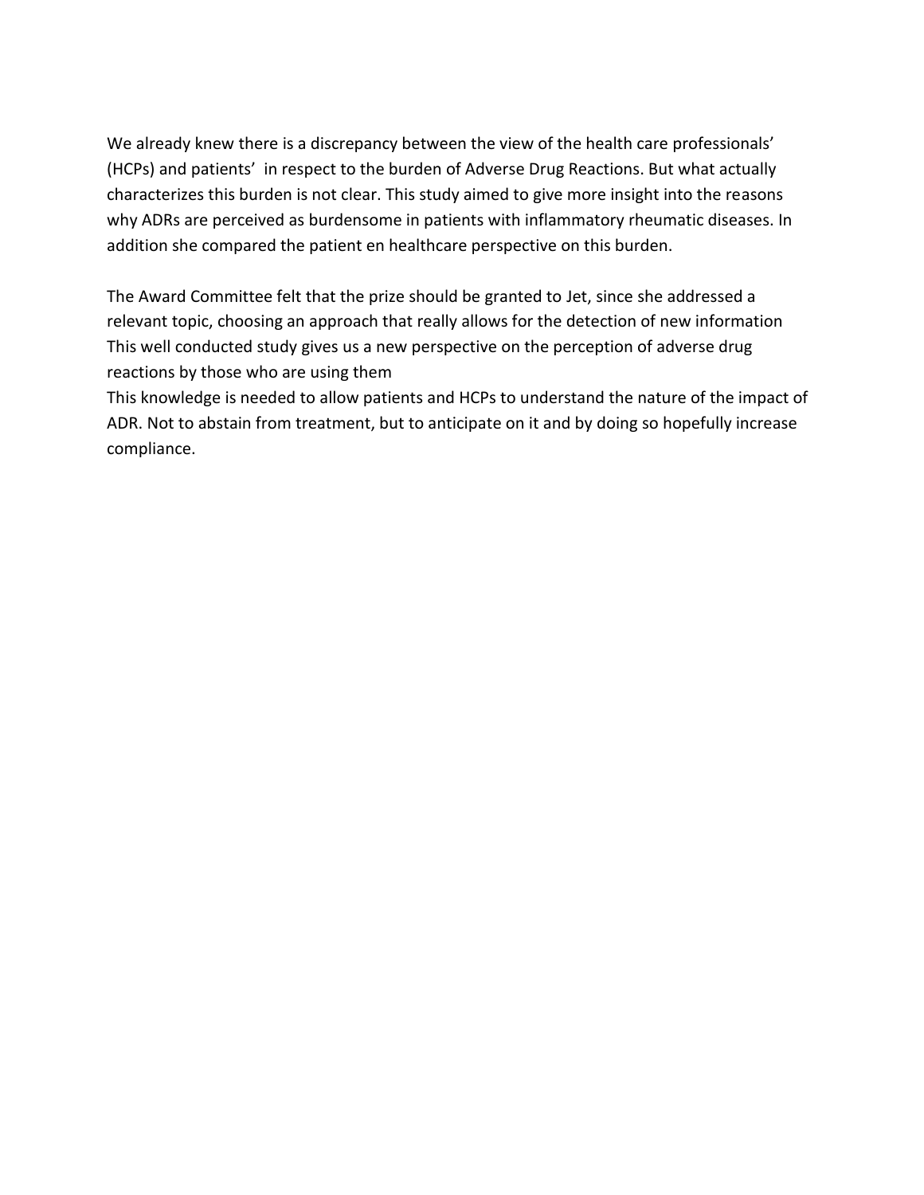We already knew there is a discrepancy between the view of the health care professionals' (HCPs) and patients' in respect to the burden of Adverse Drug Reactions. But what actually characterizes this burden is not clear. This study aimed to give more insight into the reasons why ADRs are perceived as burdensome in patients with inflammatory rheumatic diseases. In addition she compared the patient en healthcare perspective on this burden.

The Award Committee felt that the prize should be granted to Jet, since she addressed a relevant topic, choosing an approach that really allows for the detection of new information
This well conducted study gives us a new perspective on the perception of adverse drug reactions by those who are using them
This knowledge is needed to allow patients and HCPs to understand the nature of the impact of ADR. Not to abstain from treatment, but to anticipate on it and by doing so hopefully increase compliance.